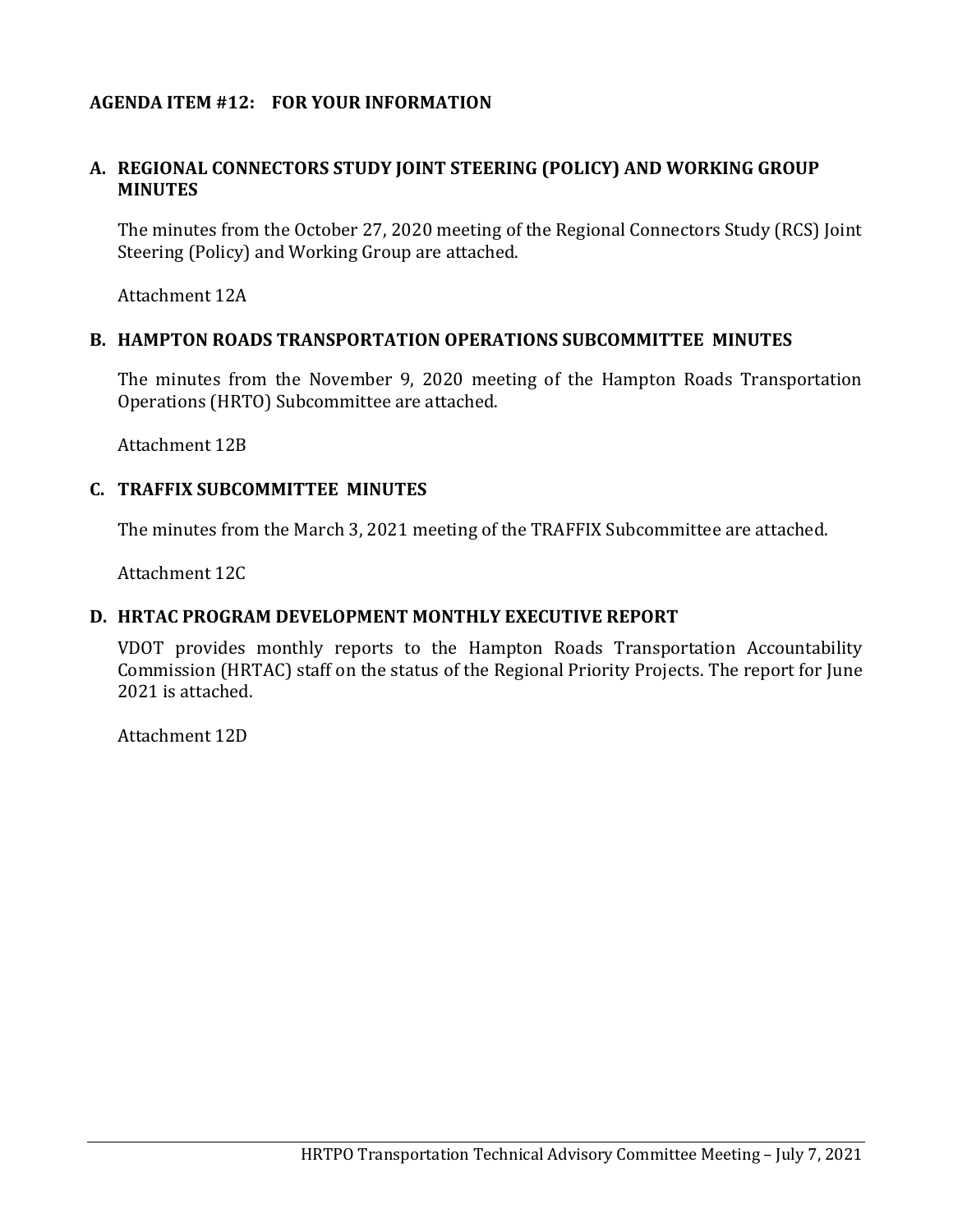## AGENDA ITEM #12: FOR YOUR INFORMATION

### A. REGIONAL CONNECTORS STUDY JOINT STEERING (POLICY) AND WORKING GROUP MINUTES

The minutes from the October 27, 2020 meeting of the Regional Connectors Study (RCS) Joint Steering (Policy) and Working Group are attached.

Attachment 12A

### B. HAMPTON ROADS TRANSPORTATION OPERATIONS SUBCOMMITTEE MINUTES

The minutes from the November 9, 2020 meeting of the Hampton Roads Transportation Operations (HRTO) Subcommittee are attached.

Attachment 12B

### C. TRAFFIX SUBCOMMITTEE MINUTES

The minutes from the March 3, 2021 meeting of the TRAFFIX Subcommittee are attached.

Attachment 12C

### D. HRTAC PROGRAM DEVELOPMENT MONTHLY EXECUTIVE REPORT

VDOT provides monthly reports to the Hampton Roads Transportation Accountability Commission (HRTAC) staff on the status of the Regional Priority Projects. The report for June 2021 is attached.

Attachment 12D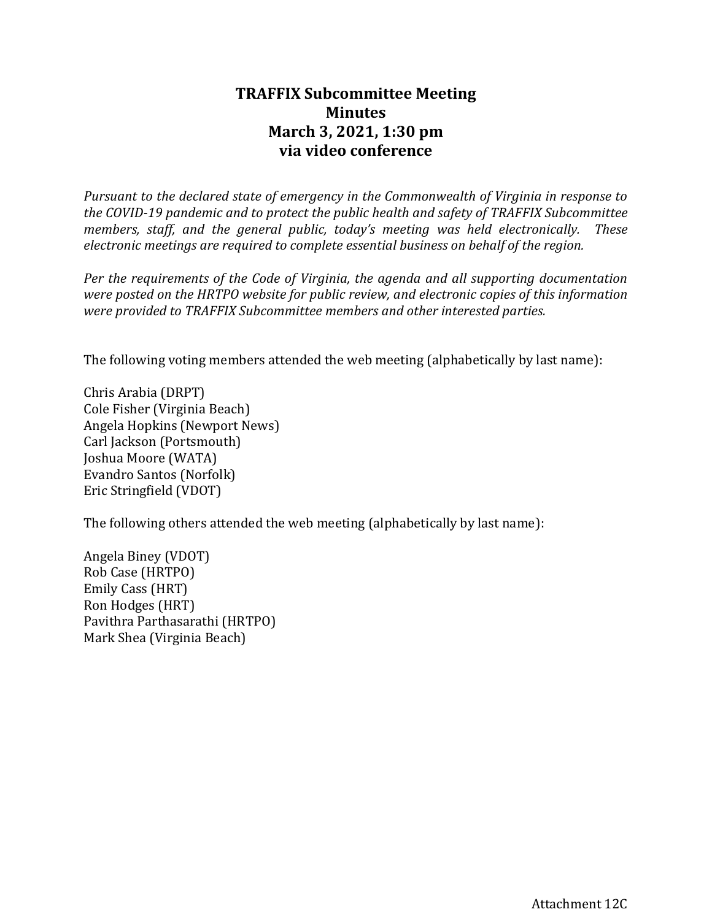# TRAFFIX Subcommittee Meeting
## Minutes
## March 3, 2021, 1:30 pm
## via video conference

*Pursuant to the declared state of emergency in the Commonwealth of Virginia in response to the COVID-19 pandemic and to protect the public health and safety of TRAFFIX Subcommittee members, staff, and the general public, today's meeting was held electronically. These electronic meetings are required to complete essential business on behalf of the region.*

*Per the requirements of the Code of Virginia, the agenda and all supporting documentation were posted on the HRTPO website for public review, and electronic copies of this information were provided to TRAFFIX Subcommittee members and other interested parties.*

The following voting members attended the web meeting (alphabetically by last name):

Chris Arabia (DRPT)
Cole Fisher (Virginia Beach)
Angela Hopkins (Newport News)
Carl Jackson (Portsmouth)
Joshua Moore (WATA)
Evandro Santos (Norfolk)
Eric Stringfield (VDOT)

The following others attended the web meeting (alphabetically by last name):

Angela Biney (VDOT)
Rob Case (HRTPO)
Emily Cass (HRT)
Ron Hodges (HRT)
Pavithra Parthasarathi (HRTPO)
Mark Shea (Virginia Beach)

Attachment 12C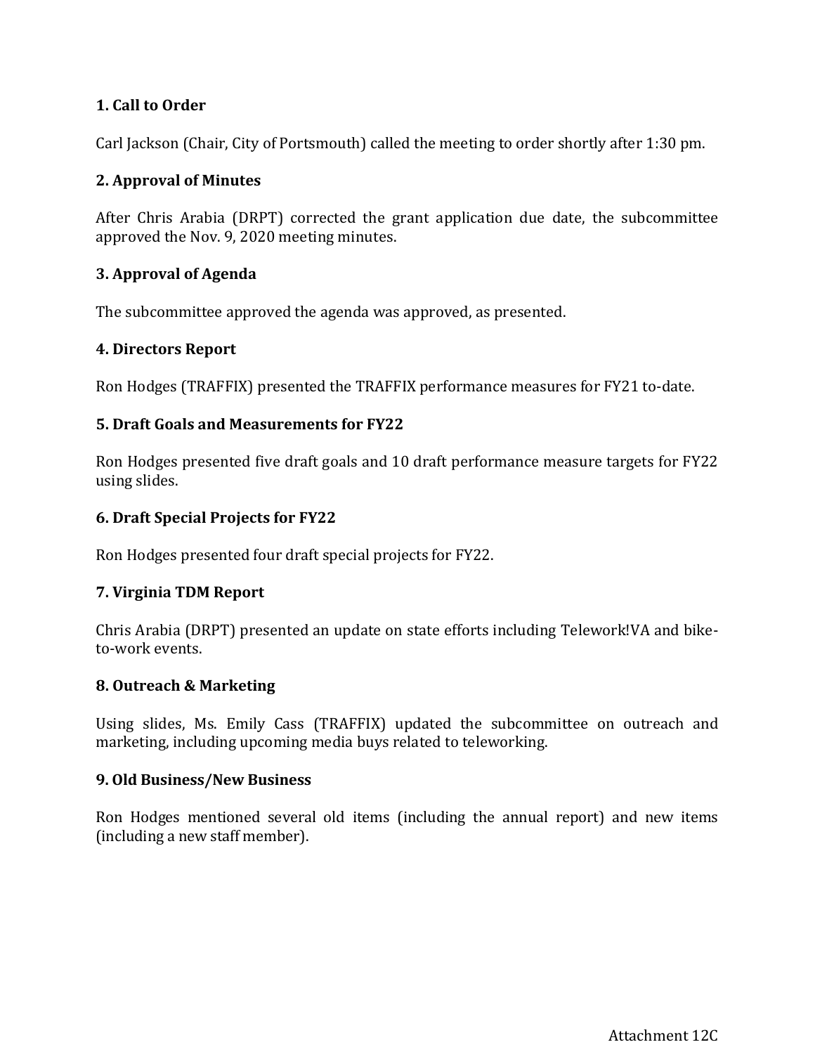**1. Call to Order**

Carl Jackson (Chair, City of Portsmouth) called the meeting to order shortly after 1:30 pm.

**2. Approval of Minutes**

After Chris Arabia (DRPT) corrected the grant application due date, the subcommittee approved the Nov. 9, 2020 meeting minutes.

**3. Approval of Agenda**

The subcommittee approved the agenda was approved, as presented.

**4. Directors Report**

Ron Hodges (TRAFFIX) presented the TRAFFIX performance measures for FY21 to-date.

**5. Draft Goals and Measurements for FY22**

Ron Hodges presented five draft goals and 10 draft performance measure targets for FY22 using slides.

**6. Draft Special Projects for FY22**

Ron Hodges presented four draft special projects for FY22.

**7. Virginia TDM Report**

Chris Arabia (DRPT) presented an update on state efforts including Telework!VA and bike-to-work events.

**8. Outreach & Marketing**

Using slides, Ms. Emily Cass (TRAFFIX) updated the subcommittee on outreach and marketing, including upcoming media buys related to teleworking.

**9. Old Business/New Business**

Ron Hodges mentioned several old items (including the annual report) and new items (including a new staff member).

Attachment 12C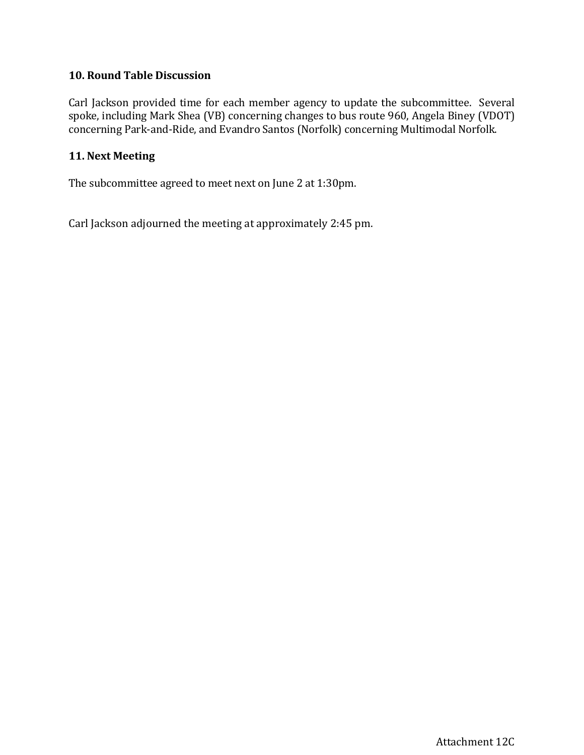### 10. Round Table Discussion

Carl Jackson provided time for each member agency to update the subcommittee. Several spoke, including Mark Shea (VB) concerning changes to bus route 960, Angela Biney (VDOT) concerning Park-and-Ride, and Evandro Santos (Norfolk) concerning Multimodal Norfolk.

### 11. Next Meeting

The subcommittee agreed to meet next on June 2 at 1:30pm.

Carl Jackson adjourned the meeting at approximately 2:45 pm.

Attachment 12C